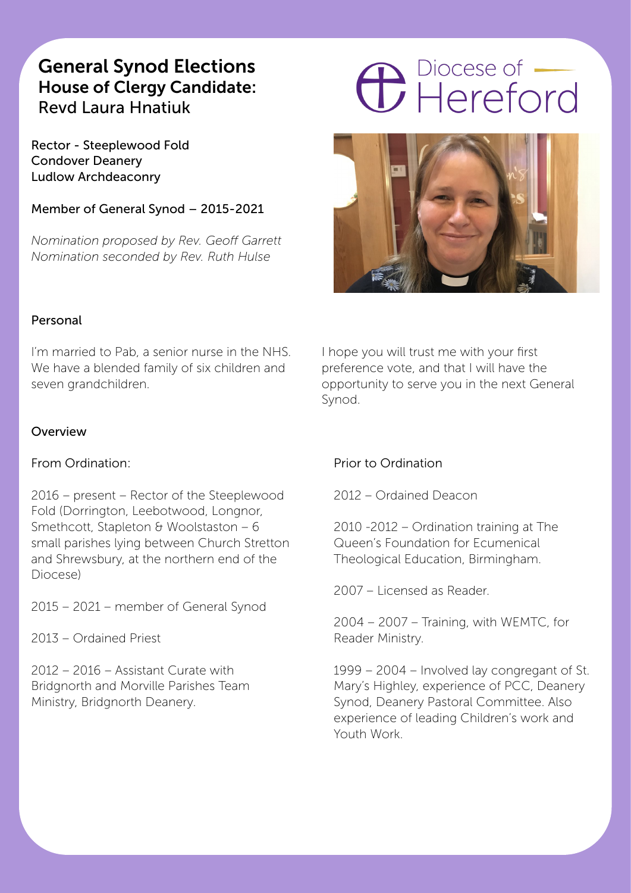# General Synod Elections
## House of Clergy Candidate:
## Revd Laura Hnatiuk

Diocese of Hereford

Rector - Steeplewood Fold
Condover Deanery
Ludlow Archdeaconry

Member of General Synod – 2015-2021

*Nomination proposed by Rev. Geoff Garrett*
*Nomination seconded by Rev. Ruth Hulse*

### Personal

I'm married to Pab, a senior nurse in the NHS. We have a blended family of six children and seven grandchildren.

I hope you will trust me with your first preference vote, and that I will have the opportunity to serve you in the next General Synod.

### Overview

From Ordination:

2016 – present – Rector of the Steeplewood Fold (Dorrington, Leebotwood, Longnor, Smethcott, Stapleton & Woolstaston – 6 small parishes lying between Church Stretton and Shrewsbury, at the northern end of the Diocese)

2015 – 2021 – member of General Synod

2013 – Ordained Priest

2012 – 2016 – Assistant Curate with Bridgnorth and Morville Parishes Team Ministry, Bridgnorth Deanery.

Prior to Ordination

2012 – Ordained Deacon

2010 -2012 – Ordination training at The Queen's Foundation for Ecumenical Theological Education, Birmingham.

2007 – Licensed as Reader.

2004 – 2007 – Training, with WEMTC, for Reader Ministry.

1999 – 2004 – Involved lay congregant of St. Mary's Highley, experience of PCC, Deanery Synod, Deanery Pastoral Committee. Also experience of leading Children's work and Youth Work.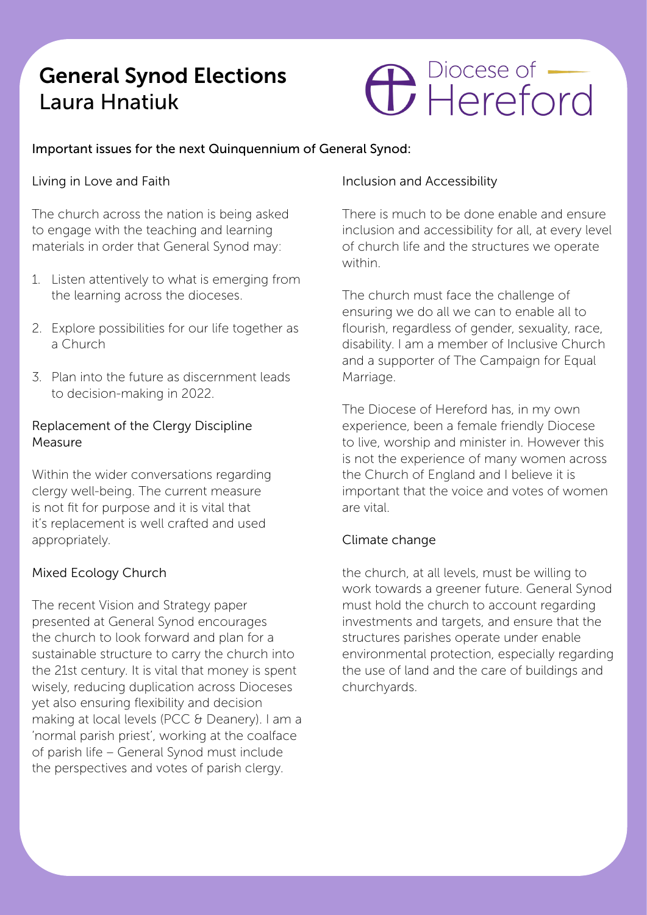# General Synod Elections
## Laura Hnatiuk

Diocese of Hereford

### Important issues for the next Quinquennium of General Synod:

#### Living in Love and Faith

The church across the nation is being asked to engage with the teaching and learning materials in order that General Synod may:

1. Listen attentively to what is emerging from the learning across the dioceses.
2. Explore possibilities for our life together as a Church
3. Plan into the future as discernment leads to decision-making in 2022.

#### Replacement of the Clergy Discipline Measure

Within the wider conversations regarding clergy well-being. The current measure is not fit for purpose and it is vital that it's replacement is well crafted and used appropriately.

#### Mixed Ecology Church

The recent Vision and Strategy paper presented at General Synod encourages the church to look forward and plan for a sustainable structure to carry the church into the 21st century. It is vital that money is spent wisely, reducing duplication across Dioceses yet also ensuring flexibility and decision making at local levels (PCC & Deanery). I am a 'normal parish priest', working at the coalface of parish life – General Synod must include the perspectives and votes of parish clergy.

#### Inclusion and Accessibility

There is much to be done enable and ensure inclusion and accessibility for all, at every level of church life and the structures we operate within.

The church must face the challenge of ensuring we do all we can to enable all to flourish, regardless of gender, sexuality, race, disability. I am a member of Inclusive Church and a supporter of The Campaign for Equal Marriage.

The Diocese of Hereford has, in my own experience, been a female friendly Diocese to live, worship and minister in. However this is not the experience of many women across the Church of England and I believe it is important that the voice and votes of women are vital.

#### Climate change

the church, at all levels, must be willing to work towards a greener future. General Synod must hold the church to account regarding investments and targets, and ensure that the structures parishes operate under enable environmental protection, especially regarding the use of land and the care of buildings and churchyards.